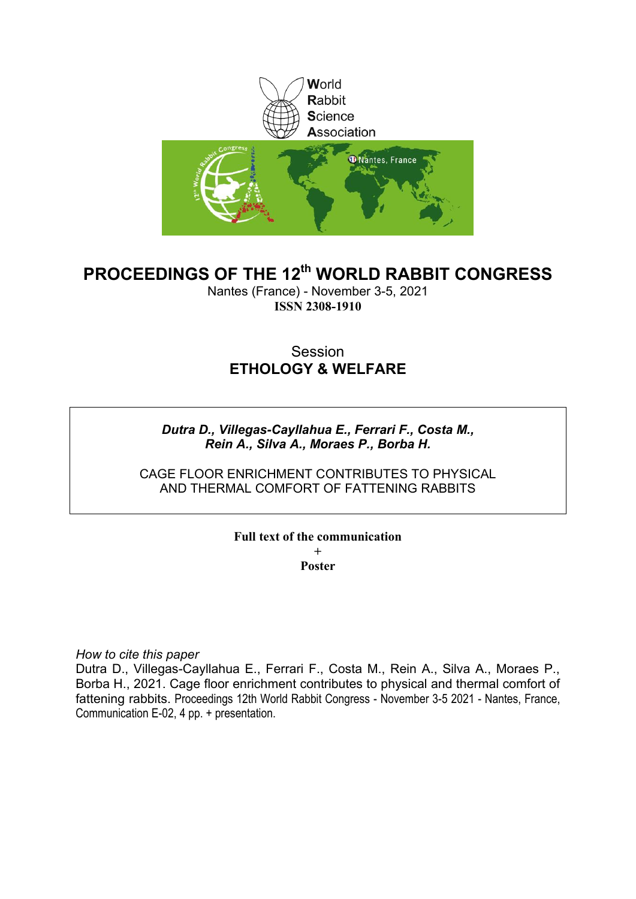World
Rabbit
Science
Association

# PROCEEDINGS OF THE 12th WORLD RABBIT CONGRESS

Nantes (France) - November 3-5, 2021

**ISSN 2308-1910**

Session

## ETHOLOGY & WELFARE

***Dutra D., Villegas-Cayllahua E., Ferrari F., Costa M., Rein A., Silva A., Moraes P., Borba H.***

CAGE FLOOR ENRICHMENT CONTRIBUTES TO PHYSICAL AND THERMAL COMFORT OF FATTENING RABBITS

**Full text of the communication**
+
**Poster**

*How to cite this paper*

Dutra D., Villegas-Cayllahua E., Ferrari F., Costa M., Rein A., Silva A., Moraes P., Borba H., 2021. Cage floor enrichment contributes to physical and thermal comfort of fattening rabbits. Proceedings 12th World Rabbit Congress - November 3-5 2021 - Nantes, France, Communication E-02, 4 pp. + presentation.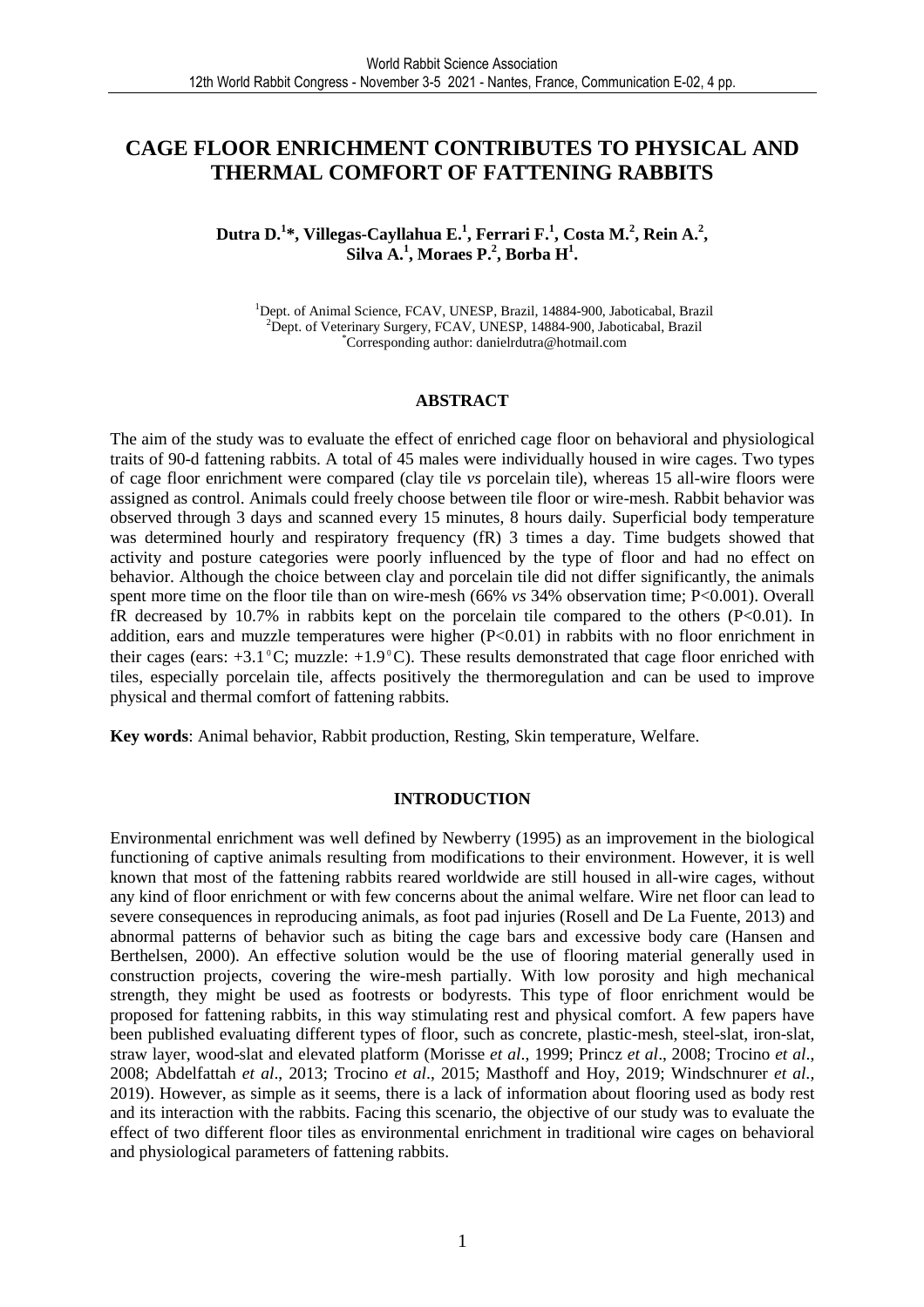# CAGE FLOOR ENRICHMENT CONTRIBUTES TO PHYSICAL AND THERMAL COMFORT OF FATTENING RABBITS

**Dutra D.[1]\*, Villegas-Cayllahua E.[1], Ferrari F.[1], Costa M.[2], Rein A.[2], Silva A.[1], Moraes P.[2], Borba H[1].**

[1]Dept. of Animal Science, FCAV, UNESP, Brazil, 14884-900, Jaboticabal, Brazil
[2]Dept. of Veterinary Surgery, FCAV, UNESP, 14884-900, Jaboticabal, Brazil
\*Corresponding author: danielrdutra@hotmail.com

## ABSTRACT

The aim of the study was to evaluate the effect of enriched cage floor on behavioral and physiological traits of 90-d fattening rabbits. A total of 45 males were individually housed in wire cages. Two types of cage floor enrichment were compared (clay tile *vs* porcelain tile), whereas 15 all-wire floors were assigned as control. Animals could freely choose between tile floor or wire-mesh. Rabbit behavior was observed through 3 days and scanned every 15 minutes, 8 hours daily. Superficial body temperature was determined hourly and respiratory frequency (fR) 3 times a day. Time budgets showed that activity and posture categories were poorly influenced by the type of floor and had no effect on behavior. Although the choice between clay and porcelain tile did not differ significantly, the animals spent more time on the floor tile than on wire-mesh (66% *vs* 34% observation time; $P<0.001$). Overall fR decreased by 10.7% in rabbits kept on the porcelain tile compared to the others ($P<0.01$). In addition, ears and muzzle temperatures were higher ($P<0.01$) in rabbits with no floor enrichment in their cages (ears: +3.1°C; muzzle: +1.9°C). These results demonstrated that cage floor enriched with tiles, especially porcelain tile, affects positively the thermoregulation and can be used to improve physical and thermal comfort of fattening rabbits.

**Key words**: Animal behavior, Rabbit production, Resting, Skin temperature, Welfare.

## INTRODUCTION

Environmental enrichment was well defined by Newberry (1995) as an improvement in the biological functioning of captive animals resulting from modifications to their environment. However, it is well known that most of the fattening rabbits reared worldwide are still housed in all-wire cages, without any kind of floor enrichment or with few concerns about the animal welfare. Wire net floor can lead to severe consequences in reproducing animals, as foot pad injuries (Rosell and De La Fuente, 2013) and abnormal patterns of behavior such as biting the cage bars and excessive body care (Hansen and Berthelsen, 2000). An effective solution would be the use of flooring material generally used in construction projects, covering the wire-mesh partially. With low porosity and high mechanical strength, they might be used as footrests or bodyrests. This type of floor enrichment would be proposed for fattening rabbits, in this way stimulating rest and physical comfort. A few papers have been published evaluating different types of floor, such as concrete, plastic-mesh, steel-slat, iron-slat, straw layer, wood-slat and elevated platform (Morisse *et al*., 1999; Princz *et al*., 2008; Trocino *et al*., 2008; Abdelfattah *et al*., 2013; Trocino *et al*., 2015; Masthoff and Hoy, 2019; Windschnurer *et al.,* 2019). However, as simple as it seems, there is a lack of information about flooring used as body rest and its interaction with the rabbits. Facing this scenario, the objective of our study was to evaluate the effect of two different floor tiles as environmental enrichment in traditional wire cages on behavioral and physiological parameters of fattening rabbits.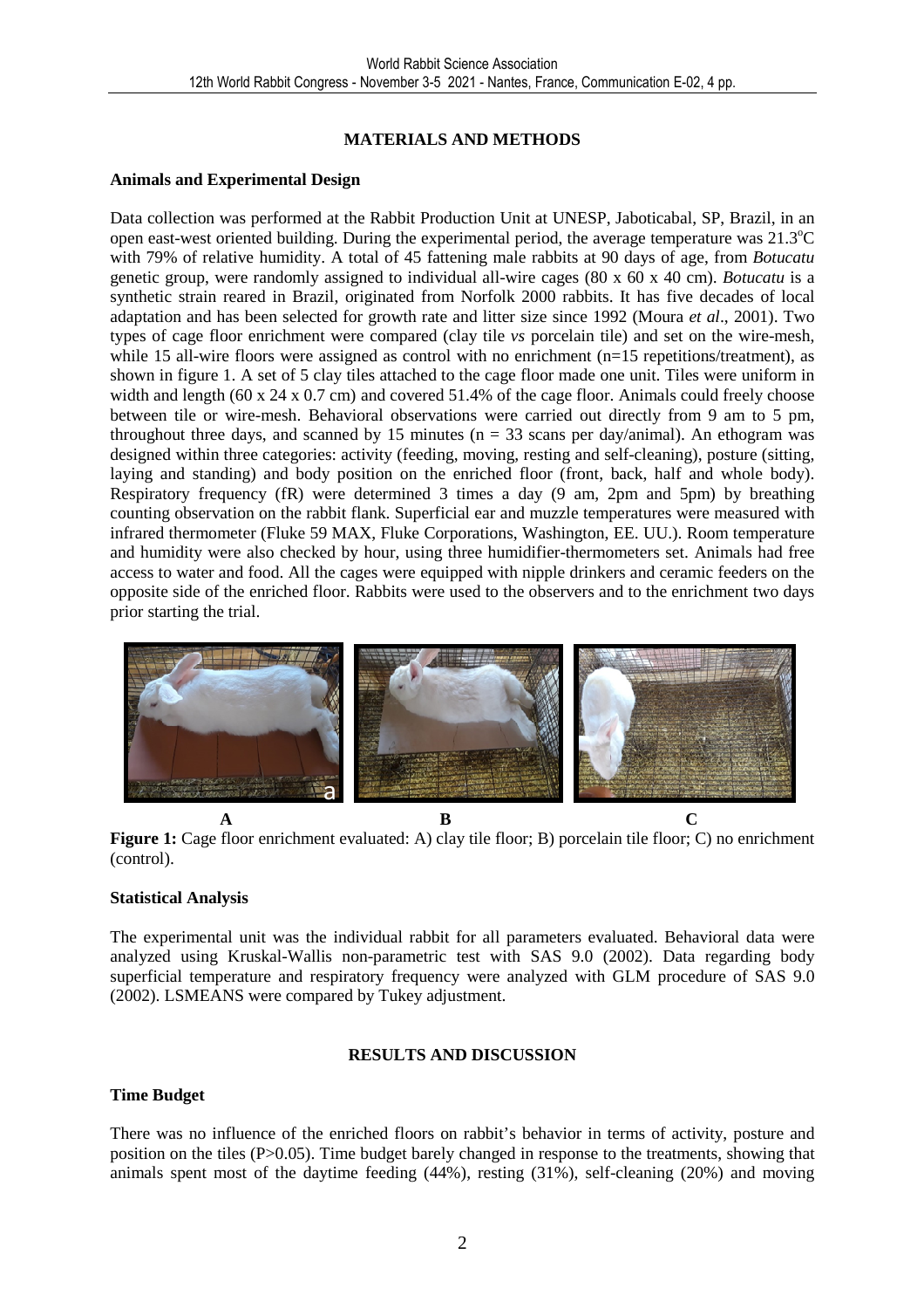## MATERIALS AND METHODS

### Animals and Experimental Design

Data collection was performed at the Rabbit Production Unit at UNESP, Jaboticabal, SP, Brazil, in an open east-west oriented building. During the experimental period, the average temperature was 21.3°C with 79% of relative humidity. A total of 45 fattening male rabbits at 90 days of age, from *Botucatu* genetic group, were randomly assigned to individual all-wire cages (80 x 60 x 40 cm). *Botucatu* is a synthetic strain reared in Brazil, originated from Norfolk 2000 rabbits. It has five decades of local adaptation and has been selected for growth rate and litter size since 1992 (Moura *et al*., 2001). Two types of cage floor enrichment were compared (clay tile *vs* porcelain tile) and set on the wire-mesh, while 15 all-wire floors were assigned as control with no enrichment (n=15 repetitions/treatment), as shown in figure 1. A set of 5 clay tiles attached to the cage floor made one unit. Tiles were uniform in width and length (60 x 24 x 0.7 cm) and covered 51.4% of the cage floor. Animals could freely choose between tile or wire-mesh. Behavioral observations were carried out directly from 9 am to 5 pm, throughout three days, and scanned by 15 minutes (n = 33 scans per day/animal). An ethogram was designed within three categories: activity (feeding, moving, resting and self-cleaning), posture (sitting, laying and standing) and body position on the enriched floor (front, back, half and whole body). Respiratory frequency (fR) were determined 3 times a day (9 am, 2pm and 5pm) by breathing counting observation on the rabbit flank. Superficial ear and muzzle temperatures were measured with infrared thermometer (Fluke 59 MAX, Fluke Corporations, Washington, EE. UU.). Room temperature and humidity were also checked by hour, using three humidifier-thermometers set. Animals had free access to water and food. All the cages were equipped with nipple drinkers and ceramic feeders on the opposite side of the enriched floor. Rabbits were used to the observers and to the enrichment two days prior starting the trial.

**Figure 1:** Cage floor enrichment evaluated: A) clay tile floor; B) porcelain tile floor; C) no enrichment (control).

### Statistical Analysis

The experimental unit was the individual rabbit for all parameters evaluated. Behavioral data were analyzed using Kruskal-Wallis non-parametric test with SAS 9.0 (2002). Data regarding body superficial temperature and respiratory frequency were analyzed with GLM procedure of SAS 9.0 (2002). LSMEANS were compared by Tukey adjustment.

## RESULTS AND DISCUSSION

### Time Budget

There was no influence of the enriched floors on rabbit's behavior in terms of activity, posture and position on the tiles (P>0.05). Time budget barely changed in response to the treatments, showing that animals spent most of the daytime feeding (44%), resting (31%), self-cleaning (20%) and moving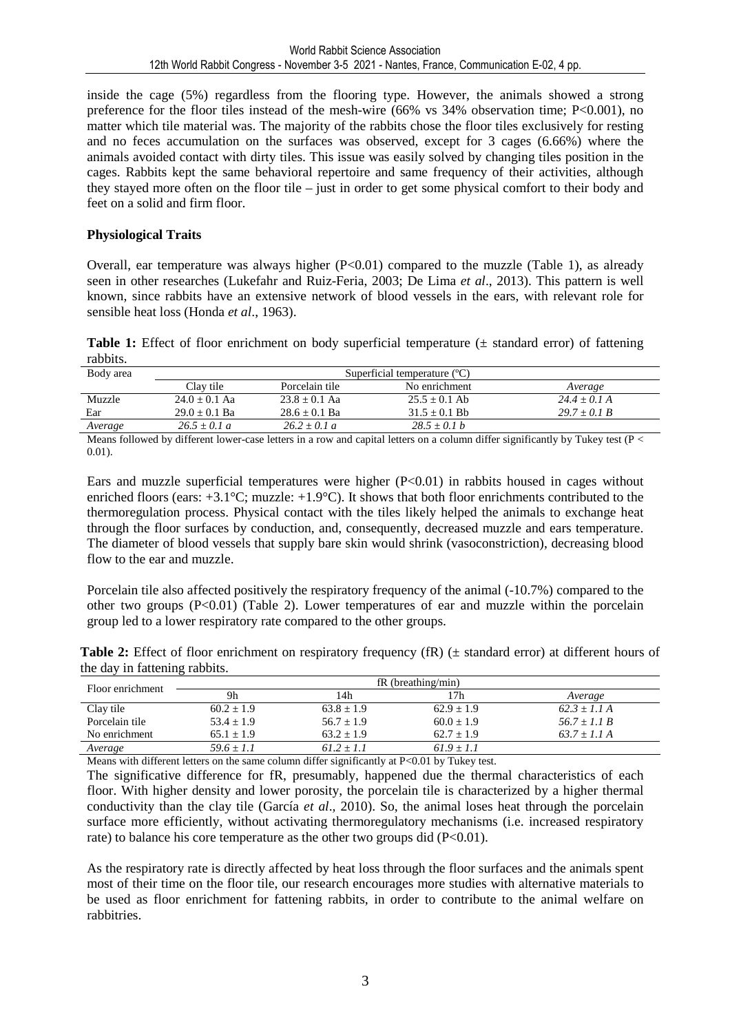inside the cage (5%) regardless from the flooring type. However, the animals showed a strong preference for the floor tiles instead of the mesh-wire (66% vs 34% observation time; P<0.001), no matter which tile material was. The majority of the rabbits chose the floor tiles exclusively for resting and no feces accumulation on the surfaces was observed, except for 3 cages (6.66%) where the animals avoided contact with dirty tiles. This issue was easily solved by changing tiles position in the cages. Rabbits kept the same behavioral repertoire and same frequency of their activities, although they stayed more often on the floor tile – just in order to get some physical comfort to their body and feet on a solid and firm floor.

**Physiological Traits**

Overall, ear temperature was always higher (P<0.01) compared to the muzzle (Table 1), as already seen in other researches (Lukefahr and Ruiz-Feria, 2003; De Lima *et al*., 2013). This pattern is well known, since rabbits have an extensive network of blood vessels in the ears, with relevant role for sensible heat loss (Honda *et al*., 1963).

**Table 1:** Effect of floor enrichment on body superficial temperature (± standard error) of fattening rabbits.

| Body area | Superficial temperature (ºC) | | | |
|---|---|---|---|---|
| | Clay tile | Porcelain tile | No enrichment | *Average* |
| Muzzle | 24.0 ± 0.1 Aa | 23.8 ± 0.1 Aa | 25.5 ± 0.1 Ab | *24.4 ± 0.1 A* |
| Ear | 29.0 ± 0.1 Ba | 28.6 ± 0.1 Ba | 31.5 ± 0.1 Bb | *29.7 ± 0.1 B* |
| *Average* | *26.5 ± 0.1 a* | *26.2 ± 0.1 a* | *28.5 ± 0.1 b* | |

Means followed by different lower-case letters in a row and capital letters on a column differ significantly by Tukey test (P < 0.01).

Ears and muzzle superficial temperatures were higher (P<0.01) in rabbits housed in cages without enriched floors (ears: +3.1°C; muzzle: +1.9°C). It shows that both floor enrichments contributed to the thermoregulation process. Physical contact with the tiles likely helped the animals to exchange heat through the floor surfaces by conduction, and, consequently, decreased muzzle and ears temperature. The diameter of blood vessels that supply bare skin would shrink (vasoconstriction), decreasing blood flow to the ear and muzzle.

Porcelain tile also affected positively the respiratory frequency of the animal (-10.7%) compared to the other two groups (P<0.01) (Table 2). Lower temperatures of ear and muzzle within the porcelain group led to a lower respiratory rate compared to the other groups.

**Table 2:** Effect of floor enrichment on respiratory frequency (fR) (± standard error) at different hours of the day in fattening rabbits.

| Floor enrichment | fR (breathing/min) | | | |
|---|---|---|---|---|
| | 9h | 14h | 17h | *Average* |
| Clay tile | 60.2 ± 1.9 | 63.8 ± 1.9 | 62.9 ± 1.9 | *62.3 ± 1.1 A* |
| Porcelain tile | 53.4 ± 1.9 | 56.7 ± 1.9 | 60.0 ± 1.9 | *56.7 ± 1.1 B* |
| No enrichment | 65.1 ± 1.9 | 63.2 ± 1.9 | 62.7 ± 1.9 | *63.7 ± 1.1 A* |
| *Average* | *59.6 ± 1.1* | *61.2 ± 1.1* | *61.9 ± 1.1* | |

Means with different letters on the same column differ significantly at P<0.01 by Tukey test.

The significative difference for fR, presumably, happened due the thermal characteristics of each floor. With higher density and lower porosity, the porcelain tile is characterized by a higher thermal conductivity than the clay tile (García *et al*., 2010). So, the animal loses heat through the porcelain surface more efficiently, without activating thermoregulatory mechanisms (i.e. increased respiratory rate) to balance his core temperature as the other two groups did (P<0.01).

As the respiratory rate is directly affected by heat loss through the floor surfaces and the animals spent most of their time on the floor tile, our research encourages more studies with alternative materials to be used as floor enrichment for fattening rabbits, in order to contribute to the animal welfare on rabbitries.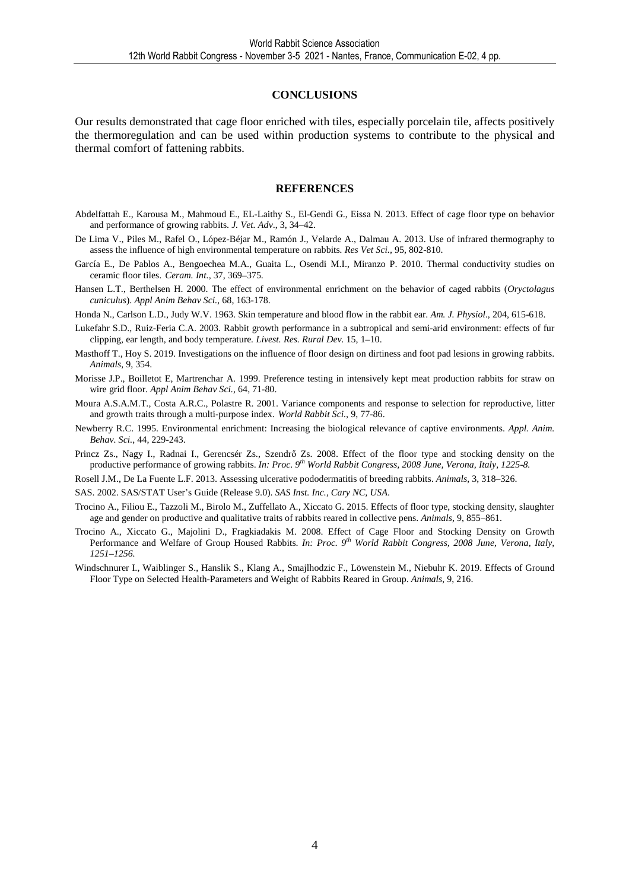## CONCLUSIONS

Our results demonstrated that cage floor enriched with tiles, especially porcelain tile, affects positively the thermoregulation and can be used within production systems to contribute to the physical and thermal comfort of fattening rabbits.

## REFERENCES

Abdelfattah E., Karousa M., Mahmoud E., EL-Laithy S., El-Gendi G., Eissa N. 2013. Effect of cage floor type on behavior and performance of growing rabbits. *J. Vet. Adv*., 3, 34–42.

De Lima V., Piles M., Rafel O., López-Béjar M., Ramón J., Velarde A., Dalmau A. 2013. Use of infrared thermography to assess the influence of high environmental temperature on rabbits. *Res Vet Sci.*, 95, 802-810.

García E., De Pablos A., Bengoechea M.A., Guaita L., Osendi M.I., Miranzo P. 2010. Thermal conductivity studies on ceramic floor tiles. *Ceram. Int.*, 37, 369–375.

Hansen L.T., Berthelsen H. 2000. The effect of environmental enrichment on the behavior of caged rabbits (*Oryctolagus cuniculus*). *Appl Anim Behav Sci.*, 68, 163-178.

Honda N., Carlson L.D., Judy W.V. 1963. Skin temperature and blood flow in the rabbit ear. *Am. J. Physiol*., 204, 615-618.

Lukefahr S.D., Ruiz-Feria C.A. 2003. Rabbit growth performance in a subtropical and semi-arid environment: effects of fur clipping, ear length, and body temperature. *Livest. Res. Rural Dev.* 15, 1–10.

Masthoff T., Hoy S. 2019. Investigations on the influence of floor design on dirtiness and foot pad lesions in growing rabbits. *Animals*, 9, 354.

Morisse J.P., Boilletot E, Martrenchar A. 1999. Preference testing in intensively kept meat production rabbits for straw on wire grid floor. *Appl Anim Behav Sci.*, 64, 71-80.

Moura A.S.A.M.T., Costa A.R.C., Polastre R. 2001. Variance components and response to selection for reproductive, litter and growth traits through a multi-purpose index. *World Rabbit Sci.*, 9, 77-86.

Newberry R.C. 1995. Environmental enrichment: Increasing the biological relevance of captive environments. *Appl. Anim. Behav. Sci.*, 44, 229-243.

Princz Zs., Nagy I., Radnai I., Gerencsér Zs., Szendrő Zs. 2008. Effect of the floor type and stocking density on the productive performance of growing rabbits. *In: Proc. 9th World Rabbit Congress, 2008 June, Verona, Italy, 1225-8.*

Rosell J.M., De La Fuente L.F. 2013. Assessing ulcerative pododermatitis of breeding rabbits. *Animals*, 3, 318–326.

SAS. 2002. SAS/STAT User's Guide (Release 9.0). *SAS Inst. Inc., Cary NC, USA*.

Trocino A., Filiou E., Tazzoli M., Birolo M., Zuffellato A., Xiccato G. 2015. Effects of floor type, stocking density, slaughter age and gender on productive and qualitative traits of rabbits reared in collective pens. *Animals*, 9, 855–861.

Trocino A., Xiccato G., Majolini D., Fragkiadakis M. 2008. Effect of Cage Floor and Stocking Density on Growth Performance and Welfare of Group Housed Rabbits. *In: Proc. 9th World Rabbit Congress, 2008 June, Verona, Italy, 1251–1256.*

Windschnurer I., Waiblinger S., Hanslik S., Klang A., Smajlhodzic F., Löwenstein M., Niebuhr K. 2019. Effects of Ground Floor Type on Selected Health-Parameters and Weight of Rabbits Reared in Group. *Animals*, 9, 216.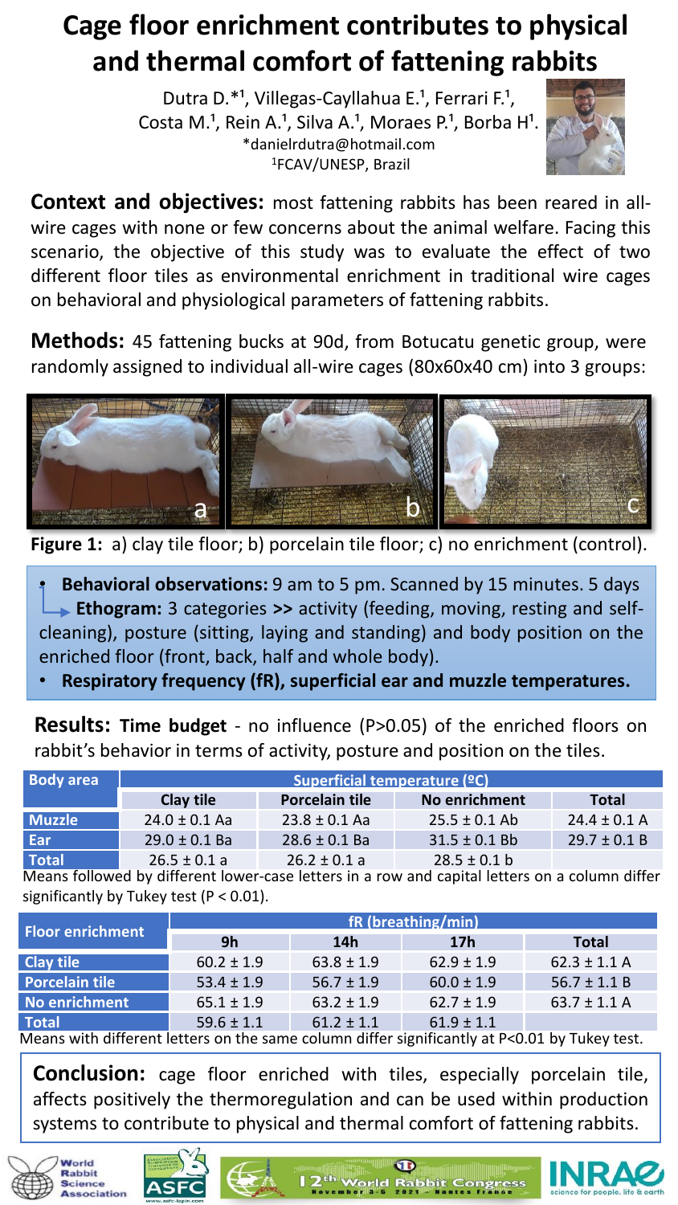# Cage floor enrichment contributes to physical and thermal comfort of fattening rabbits

Dutra D.*[1], Villegas-Cayllahua E.[1], Ferrari F.[1], Costa M.[1], Rein A.[1], Silva A.[1], Moraes P.[1], Borba H[1].

*danielrdutra@hotmail.com

[1]FCAV/UNESP, Brazil

**Context and objectives:** most fattening rabbits has been reared in all-wire cages with none or few concerns about the animal welfare. Facing this scenario, the objective of this study was to evaluate the effect of two different floor tiles as environmental enrichment in traditional wire cages on behavioral and physiological parameters of fattening rabbits.

**Methods:** 45 fattening bucks at 90d, from Botucatu genetic group, were randomly assigned to individual all-wire cages (80x60x40 cm) into 3 groups:

**Figure 1:** a) clay tile floor; b) porcelain tile floor; c) no enrichment (control).

- **Behavioral observations:** 9 am to 5 pm. Scanned by 15 minutes. 5 days
  - **Ethogram:** 3 categories **>>** activity (feeding, moving, resting and self-cleaning), posture (sitting, laying and standing) and body position on the enriched floor (front, back, half and whole body).
- **Respiratory frequency (fR), superficial ear and muzzle temperatures.**

**Results:** **Time budget** - no influence (P>0.05) of the enriched floors on rabbit's behavior in terms of activity, posture and position on the tiles.

| Body area | Superficial temperature (ºC) | | | |
|---|---|---|---|---|
| | Clay tile | Porcelain tile | No enrichment | Total |
| Muzzle | 24.0 ± 0.1 Aa | 23.8 ± 0.1 Aa | 25.5 ± 0.1 Ab | 24.4 ± 0.1 A |
| Ear | 29.0 ± 0.1 Ba | 28.6 ± 0.1 Ba | 31.5 ± 0.1 Bb | 29.7 ± 0.1 B |
| Total | 26.5 ± 0.1 a | 26.2 ± 0.1 a | 28.5 ± 0.1 b | |

Means followed by different lower-case letters in a row and capital letters on a column differ significantly by Tukey test (P < 0.01).

| Floor enrichment | fR (breathing/min) | | | |
|---|---|---|---|---|
| | 9h | 14h | 17h | Total |
| Clay tile | 60.2 ± 1.9 | 63.8 ± 1.9 | 62.9 ± 1.9 | 62.3 ± 1.1 A |
| Porcelain tile | 53.4 ± 1.9 | 56.7 ± 1.9 | 60.0 ± 1.9 | 56.7 ± 1.1 B |
| No enrichment | 65.1 ± 1.9 | 63.2 ± 1.9 | 62.7 ± 1.9 | 63.7 ± 1.1 A |
| Total | 59.6 ± 1.1 | 61.2 ± 1.1 | 61.9 ± 1.1 | |

Means with different letters on the same column differ significantly at P<0.01 by Tukey test.

**Conclusion:** cage floor enriched with tiles, especially porcelain tile, affects positively the thermoregulation and can be used within production systems to contribute to physical and thermal comfort of fattening rabbits.